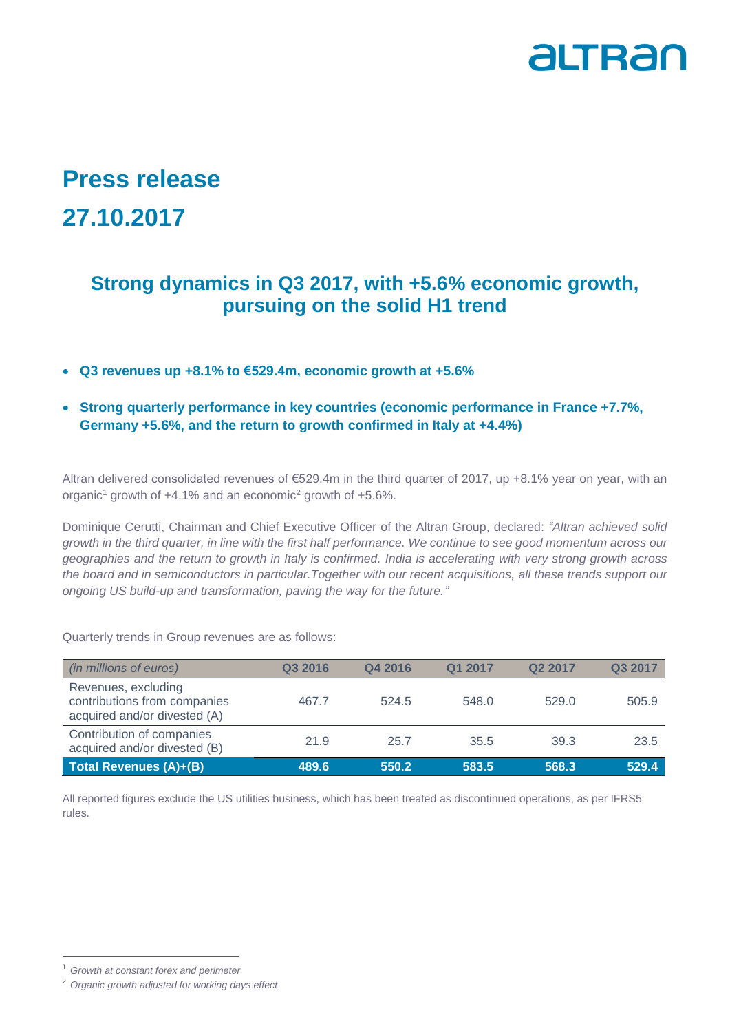altran

# Press release

# 27.10.2017

## Strong dynamics in Q3 2017, with +5.6% economic growth, pursuing on the solid H1 trend

- **Q3 revenues up +8.1% to €529.4m, economic growth at +5.6%**
- **Strong quarterly performance in key countries (economic performance in France +7.7%, Germany +5.6%, and the return to growth confirmed in Italy at +4.4%)**

Altran delivered consolidated revenues of €529.4m in the third quarter of 2017, up +8.1% year on year, with an organic[1] growth of +4.1% and an economic[2] growth of +5.6%.

Dominique Cerutti, Chairman and Chief Executive Officer of the Altran Group, declared: *"Altran achieved solid growth in the third quarter, in line with the first half performance. We continue to see good momentum across our geographies and the return to growth in Italy is confirmed. India is accelerating with very strong growth across the board and in semiconductors in particular.Together with our recent acquisitions, all these trends support our ongoing US build-up and transformation, paving the way for the future."*

Quarterly trends in Group revenues are as follows:

| *(in millions of euros)* | Q3 2016 | Q4 2016 | Q1 2017 | Q2 2017 | Q3 2017 |
|---|---|---|---|---|---|
| Revenues, excluding contributions from companies acquired and/or divested (A) | 467.7 | 524.5 | 548.0 | 529.0 | 505.9 |
| Contribution of companies acquired and/or divested (B) | 21.9 | 25.7 | 35.5 | 39.3 | 23.5 |
| **Total Revenues (A)+(B)** | **489.6** | **550.2** | **583.5** | **568.3** | **529.4** |

All reported figures exclude the US utilities business, which has been treated as discontinued operations, as per IFRS5 rules.

[1] *Growth at constant forex and perimeter*

[2] *Organic growth adjusted for working days effect*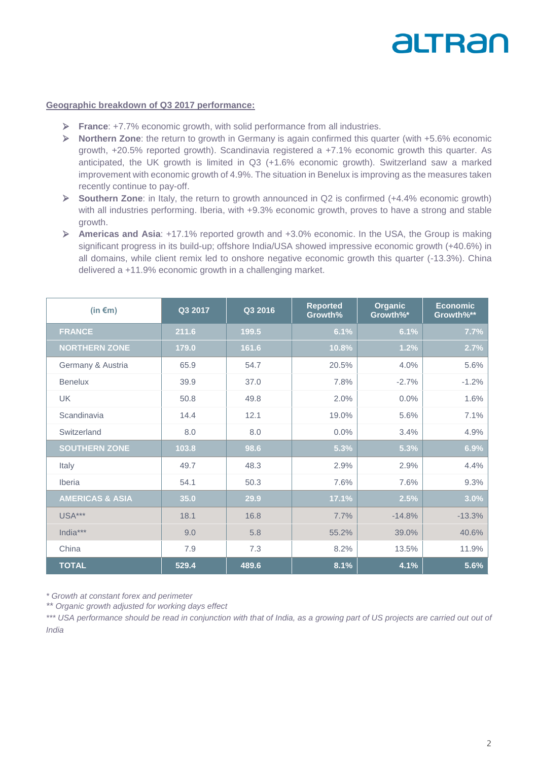**Geographic breakdown of Q3 2017 performance:**

- **France**: +7.7% economic growth, with solid performance from all industries.
- **Northern Zone**: the return to growth in Germany is again confirmed this quarter (with +5.6% economic growth, +20.5% reported growth). Scandinavia registered a +7.1% economic growth this quarter. As anticipated, the UK growth is limited in Q3 (+1.6% economic growth). Switzerland saw a marked improvement with economic growth of 4.9%. The situation in Benelux is improving as the measures taken recently continue to pay-off.
- **Southern Zone**: in Italy, the return to growth announced in Q2 is confirmed (+4.4% economic growth) with all industries performing. Iberia, with +9.3% economic growth, proves to have a strong and stable growth.
- **Americas and Asia**: +17.1% reported growth and +3.0% economic. In the USA, the Group is making significant progress in its build-up; offshore India/USA showed impressive economic growth (+40.6%) in all domains, while client remix led to onshore negative economic growth this quarter (-13.3%). China delivered a +11.9% economic growth in a challenging market.

| (in €m) | Q3 2017 | Q3 2016 | Reported Growth% | Organic Growth%* | Economic Growth%** |
|---|---|---|---|---|---|
| **FRANCE** | **211.6** | **199.5** | **6.1%** | **6.1%** | **7.7%** |
| **NORTHERN ZONE** | **179.0** | **161.6** | **10.8%** | **1.2%** | **2.7%** |
| Germany & Austria | 65.9 | 54.7 | 20.5% | 4.0% | 5.6% |
| Benelux | 39.9 | 37.0 | 7.8% | -2.7% | -1.2% |
| UK | 50.8 | 49.8 | 2.0% | 0.0% | 1.6% |
| Scandinavia | 14.4 | 12.1 | 19.0% | 5.6% | 7.1% |
| Switzerland | 8.0 | 8.0 | 0.0% | 3.4% | 4.9% |
| **SOUTHERN ZONE** | **103.8** | **98.6** | **5.3%** | **5.3%** | **6.9%** |
| Italy | 49.7 | 48.3 | 2.9% | 2.9% | 4.4% |
| Iberia | 54.1 | 50.3 | 7.6% | 7.6% | 9.3% |
| **AMERICAS & ASIA** | **35.0** | **29.9** | **17.1%** | **2.5%** | **3.0%** |
| USA*** | 18.1 | 16.8 | 7.7% | -14.8% | -13.3% |
| India*** | 9.0 | 5.8 | 55.2% | 39.0% | 40.6% |
| China | 7.9 | 7.3 | 8.2% | 13.5% | 11.9% |
| **TOTAL** | **529.4** | **489.6** | **8.1%** | **4.1%** | **5.6%** |

*\* Growth at constant forex and perimeter*

*\*\* Organic growth adjusted for working days effect*

*\*\*\* USA performance should be read in conjunction with that of India, as a growing part of US projects are carried out out of India*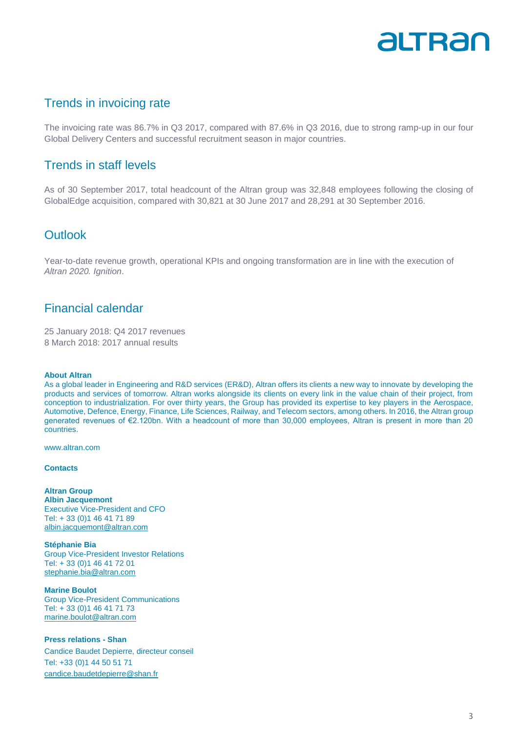## Trends in invoicing rate

The invoicing rate was 86.7% in Q3 2017, compared with 87.6% in Q3 2016, due to strong ramp-up in our four Global Delivery Centers and successful recruitment season in major countries.

## Trends in staff levels

As of 30 September 2017, total headcount of the Altran group was 32,848 employees following the closing of GlobalEdge acquisition, compared with 30,821 at 30 June 2017 and 28,291 at 30 September 2016.

## Outlook

Year-to-date revenue growth, operational KPIs and ongoing transformation are in line with the execution of *Altran 2020. Ignition*.

## Financial calendar

25 January 2018: Q4 2017 revenues
8 March 2018: 2017 annual results

**About Altran**

As a global leader in Engineering and R&D services (ER&D), Altran offers its clients a new way to innovate by developing the products and services of tomorrow. Altran works alongside its clients on every link in the value chain of their project, from conception to industrialization. For over thirty years, the Group has provided its expertise to key players in the Aerospace, Automotive, Defence, Energy, Finance, Life Sciences, Railway, and Telecom sectors, among others. In 2016, the Altran group generated revenues of €2.120bn. With a headcount of more than 30,000 employees, Altran is present in more than 20 countries.

www.altran.com

**Contacts**

**Altran Group**
**Albin Jacquemont**
Executive Vice-President and CFO
Tel: + 33 (0)1 46 41 71 89
albin.jacquemont@altran.com

**Stéphanie Bia**
Group Vice-President Investor Relations
Tel: + 33 (0)1 46 41 72 01
stephanie.bia@altran.com

**Marine Boulot**
Group Vice-President Communications
Tel: + 33 (0)1 46 41 71 73
marine.boulot@altran.com

**Press relations - Shan**
Candice Baudet Depierre, directeur conseil
Tel: +33 (0)1 44 50 51 71
candice.baudetdepierre@shan.fr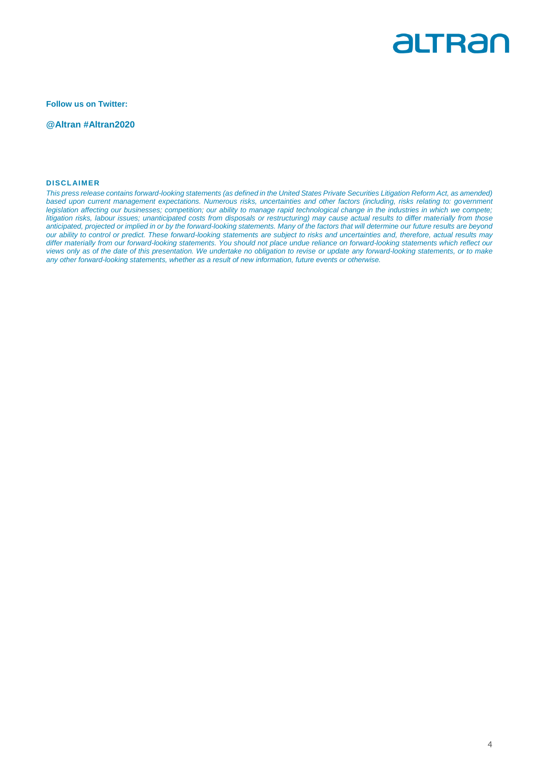**Follow us on Twitter:**

**@Altran #Altran2020**

**DISCLAIMER**

*This press release contains forward-looking statements (as defined in the United States Private Securities Litigation Reform Act, as amended) based upon current management expectations. Numerous risks, uncertainties and other factors (including, risks relating to: government legislation affecting our businesses; competition; our ability to manage rapid technological change in the industries in which we compete; litigation risks, labour issues; unanticipated costs from disposals or restructuring) may cause actual results to differ materially from those anticipated, projected or implied in or by the forward-looking statements. Many of the factors that will determine our future results are beyond our ability to control or predict. These forward-looking statements are subject to risks and uncertainties and, therefore, actual results may differ materially from our forward-looking statements. You should not place undue reliance on forward-looking statements which reflect our views only as of the date of this presentation. We undertake no obligation to revise or update any forward-looking statements, or to make any other forward-looking statements, whether as a result of new information, future events or otherwise.*